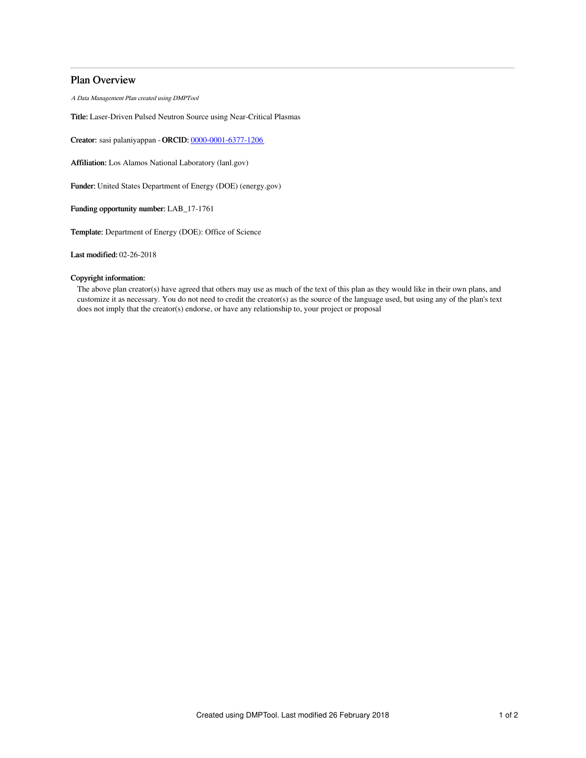# Plan Overview

*A Data Management Plan created using DMPTool*

**Title:** Laser-Driven Pulsed Neutron Source using Near-Critical Plasmas

**Creator:** sasi palaniyappan - **ORCID:** 0000-0001-6377-1206

**Affiliation:** Los Alamos National Laboratory (lanl.gov)

**Funder:** United States Department of Energy (DOE) (energy.gov)

**Funding opportunity number:** LAB_17-1761

**Template:** Department of Energy (DOE): Office of Science

**Last modified:** 02-26-2018

**Copyright information:**

The above plan creator(s) have agreed that others may use as much of the text of this plan as they would like in their own plans, and customize it as necessary. You do not need to credit the creator(s) as the source of the language used, but using any of the plan's text does not imply that the creator(s) endorse, or have any relationship to, your project or proposal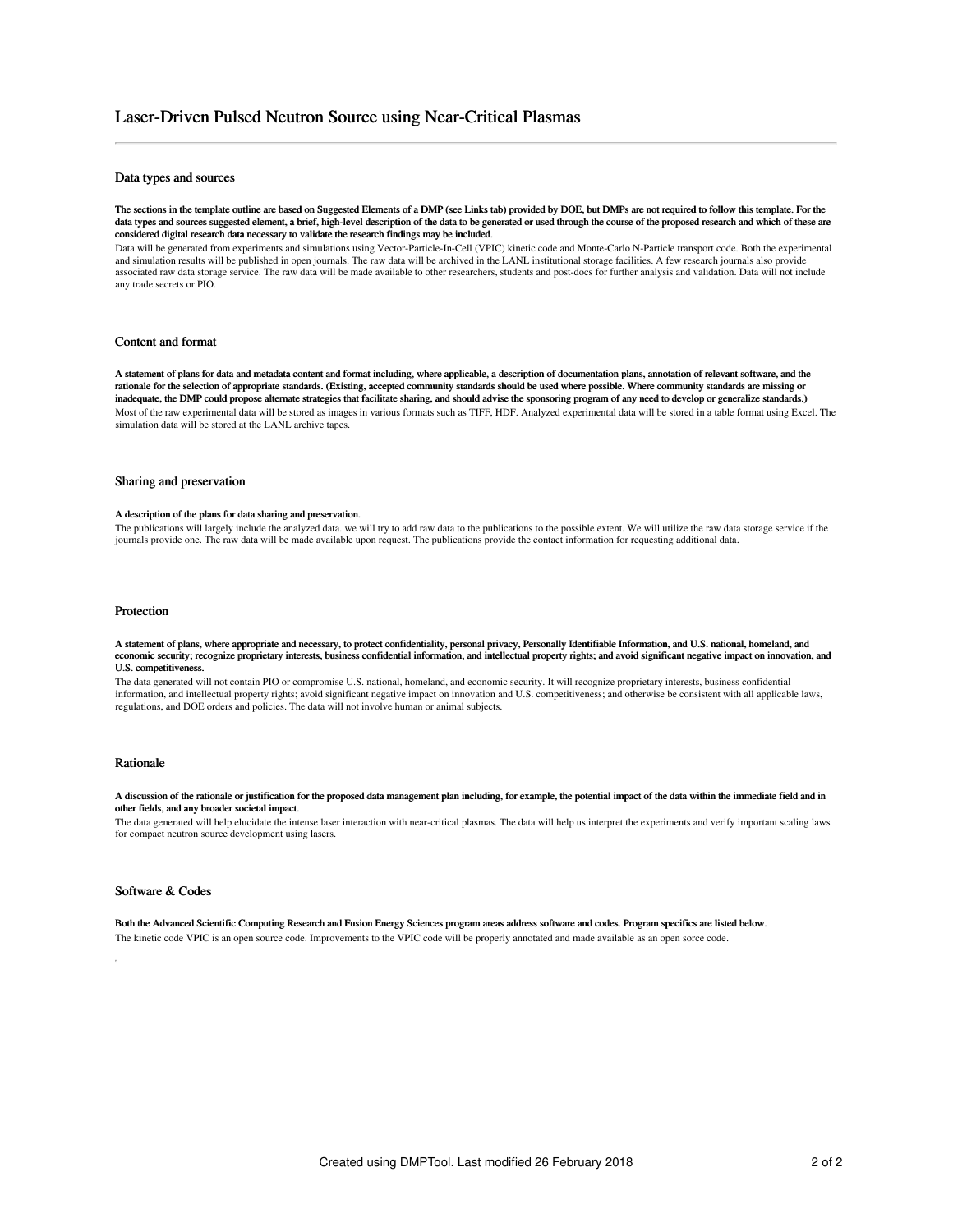# Laser-Driven Pulsed Neutron Source using Near-Critical Plasmas

## Data types and sources

**The sections in the template outline are based on Suggested Elements of a DMP (see Links tab) provided by DOE, but DMPs are not required to follow this template. For the data types and sources suggested element, a brief, high-level description of the data to be generated or used through the course of the proposed research and which of these are considered digital research data necessary to validate the research findings may be included.**

Data will be generated from experiments and simulations using Vector-Particle-In-Cell (VPIC) kinetic code and Monte-Carlo N-Particle transport code. Both the experimental and simulation results will be published in open journals. The raw data will be archived in the LANL institutional storage facilities. A few research journals also provide associated raw data storage service. The raw data will be made available to other researchers, students and post-docs for further analysis and validation. Data will not include any trade secrets or PIO.

## Content and format

**A statement of plans for data and metadata content and format including, where applicable, a description of documentation plans, annotation of relevant software, and the rationale for the selection of appropriate standards. (Existing, accepted community standards should be used where possible. Where community standards are missing or inadequate, the DMP could propose alternate strategies that facilitate sharing, and should advise the sponsoring program of any need to develop or generalize standards.)**

Most of the raw experimental data will be stored as images in various formats such as TIFF, HDF. Analyzed experimental data will be stored in a table format using Excel. The simulation data will be stored at the LANL archive tapes.

## Sharing and preservation

**A description of the plans for data sharing and preservation.**

The publications will largely include the analyzed data. we will try to add raw data to the publications to the possible extent. We will utilize the raw data storage service if the journals provide one. The raw data will be made available upon request. The publications provide the contact information for requesting additional data.

## Protection

**A statement of plans, where appropriate and necessary, to protect confidentiality, personal privacy, Personally Identifiable Information, and U.S. national, homeland, and economic security; recognize proprietary interests, business confidential information, and intellectual property rights; and avoid significant negative impact on innovation, and U.S. competitiveness.**

The data generated will not contain PIO or compromise U.S. national, homeland, and economic security. It will recognize proprietary interests, business confidential information, and intellectual property rights; avoid significant negative impact on innovation and U.S. competitiveness; and otherwise be consistent with all applicable laws, regulations, and DOE orders and policies. The data will not involve human or animal subjects.

## Rationale

**A discussion of the rationale or justification for the proposed data management plan including, for example, the potential impact of the data within the immediate field and in other fields, and any broader societal impact.**

The data generated will help elucidate the intense laser interaction with near-critical plasmas. The data will help us interpret the experiments and verify important scaling laws for compact neutron source development using lasers.

## Software & Codes

**Both the Advanced Scientific Computing Research and Fusion Energy Sciences program areas address software and codes. Program specifics are listed below.**

The kinetic code VPIC is an open source code. Improvements to the VPIC code will be properly annotated and made available as an open sorce code.